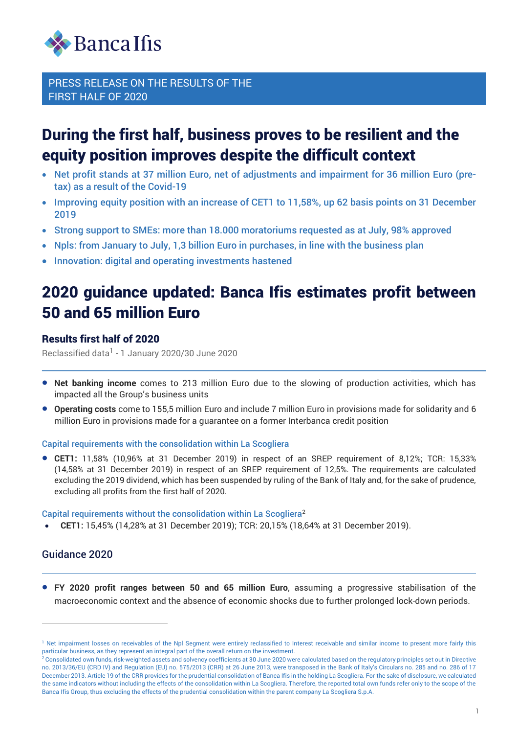Banca Ifis

PRESS RELEASE ON THE RESULTS OF THE FIRST HALF OF 2020

# During the first half, business proves to be resilient and the equity position improves despite the difficult context

- Net profit stands at 37 million Euro, net of adjustments and impairment for 36 million Euro (pre-tax) as a result of the Covid-19
- Improving equity position with an increase of CET1 to 11,58%, up 62 basis points on 31 December 2019
- Strong support to SMEs: more than 18.000 moratoriums requested as at July, 98% approved
- Npls: from January to July, 1,3 billion Euro in purchases, in line with the business plan
- Innovation: digital and operating investments hastened

# 2020 guidance updated: Banca Ifis estimates profit between 50 and 65 million Euro

### Results first half of 2020

Reclassified data[1] - 1 January 2020/30 June 2020

- **Net banking income** comes to 213 million Euro due to the slowing of production activities, which has impacted all the Group's business units
- **Operating costs** come to 155,5 million Euro and include 7 million Euro in provisions made for solidarity and 6 million Euro in provisions made for a guarantee on a former Interbanca credit position

#### Capital requirements with the consolidation within La Scogliera

- **CET1:** 11,58% (10,96% at 31 December 2019) in respect of an SREP requirement of 8,12%; TCR: 15,33% (14,58% at 31 December 2019) in respect of an SREP requirement of 12,5%. The requirements are calculated excluding the 2019 dividend, which has been suspended by ruling of the Bank of Italy and, for the sake of prudence, excluding all profits from the first half of 2020.

#### Capital requirements without the consolidation within La Scogliera[2]

- **CET1:** 15,45% (14,28% at 31 December 2019); TCR: 20,15% (18,64% at 31 December 2019).

### Guidance 2020

- **FY 2020 profit ranges between 50 and 65 million Euro**, assuming a progressive stabilisation of the macroeconomic context and the absence of economic shocks due to further prolonged lock-down periods.

---

[1] Net impairment losses on receivables of the Npl Segment were entirely reclassified to Interest receivable and similar income to present more fairly this particular business, as they represent an integral part of the overall return on the investment.

[2] Consolidated own funds, risk-weighted assets and solvency coefficients at 30 June 2020 were calculated based on the regulatory principles set out in Directive no. 2013/36/EU (CRD IV) and Regulation (EU) no. 575/2013 (CRR) at 26 June 2013, were transposed in the Bank of Italy's Circulars no. 285 and no. 286 of 17 December 2013. Article 19 of the CRR provides for the prudential consolidation of Banca Ifis in the holding La Scogliera. For the sake of disclosure, we calculated the same indicators without including the effects of the consolidation within La Scogliera. Therefore, the reported total own funds refer only to the scope of the Banca Ifis Group, thus excluding the effects of the prudential consolidation within the parent company La Scogliera S.p.A.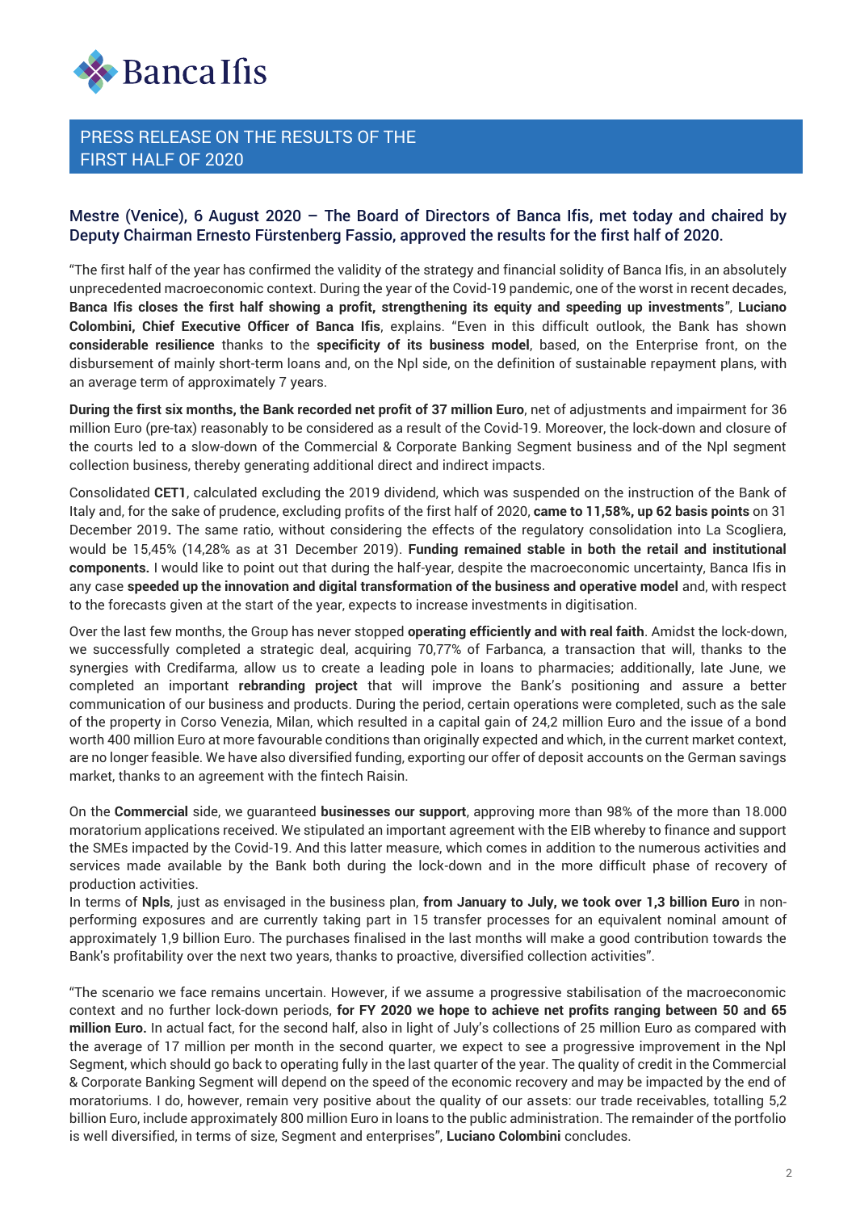# PRESS RELEASE ON THE RESULTS OF THE FIRST HALF OF 2020

## Mestre (Venice), 6 August 2020 – The Board of Directors of Banca Ifis, met today and chaired by Deputy Chairman Ernesto Fürstenberg Fassio, approved the results for the first half of 2020.

"The first half of the year has confirmed the validity of the strategy and financial solidity of Banca Ifis, in an absolutely unprecedented macroeconomic context. During the year of the Covid-19 pandemic, one of the worst in recent decades, **Banca Ifis closes the first half showing a profit, strengthening its equity and speeding up investments**", **Luciano Colombini, Chief Executive Officer of Banca Ifis**, explains. "Even in this difficult outlook, the Bank has shown **considerable resilience** thanks to the **specificity of its business model**, based, on the Enterprise front, on the disbursement of mainly short-term loans and, on the Npl side, on the definition of sustainable repayment plans, with an average term of approximately 7 years.

**During the first six months, the Bank recorded net profit of 37 million Euro**, net of adjustments and impairment for 36 million Euro (pre-tax) reasonably to be considered as a result of the Covid-19. Moreover, the lock-down and closure of the courts led to a slow-down of the Commercial & Corporate Banking Segment business and of the Npl segment collection business, thereby generating additional direct and indirect impacts.

Consolidated **CET1**, calculated excluding the 2019 dividend, which was suspended on the instruction of the Bank of Italy and, for the sake of prudence, excluding profits of the first half of 2020, **came to 11,58%, up 62 basis points** on 31 December 2019**.** The same ratio, without considering the effects of the regulatory consolidation into La Scogliera, would be 15,45% (14,28% as at 31 December 2019). **Funding remained stable in both the retail and institutional components.** I would like to point out that during the half-year, despite the macroeconomic uncertainty, Banca Ifis in any case **speeded up the innovation and digital transformation of the business and operative model** and, with respect to the forecasts given at the start of the year, expects to increase investments in digitisation.

Over the last few months, the Group has never stopped **operating efficiently and with real faith**. Amidst the lock-down, we successfully completed a strategic deal, acquiring 70,77% of Farbanca, a transaction that will, thanks to the synergies with Credifarma, allow us to create a leading pole in loans to pharmacies; additionally, late June, we completed an important **rebranding project** that will improve the Bank's positioning and assure a better communication of our business and products. During the period, certain operations were completed, such as the sale of the property in Corso Venezia, Milan, which resulted in a capital gain of 24,2 million Euro and the issue of a bond worth 400 million Euro at more favourable conditions than originally expected and which, in the current market context, are no longer feasible. We have also diversified funding, exporting our offer of deposit accounts on the German savings market, thanks to an agreement with the fintech Raisin.

On the **Commercial** side, we guaranteed **businesses our support**, approving more than 98% of the more than 18.000 moratorium applications received. We stipulated an important agreement with the EIB whereby to finance and support the SMEs impacted by the Covid-19. And this latter measure, which comes in addition to the numerous activities and services made available by the Bank both during the lock-down and in the more difficult phase of recovery of production activities.
In terms of **Npls**, just as envisaged in the business plan, **from January to July, we took over 1,3 billion Euro** in non-performing exposures and are currently taking part in 15 transfer processes for an equivalent nominal amount of approximately 1,9 billion Euro. The purchases finalised in the last months will make a good contribution towards the Bank's profitability over the next two years, thanks to proactive, diversified collection activities".

"The scenario we face remains uncertain. However, if we assume a progressive stabilisation of the macroeconomic context and no further lock-down periods, **for FY 2020 we hope to achieve net profits ranging between 50 and 65 million Euro.** In actual fact, for the second half, also in light of July's collections of 25 million Euro as compared with the average of 17 million per month in the second quarter, we expect to see a progressive improvement in the Npl Segment, which should go back to operating fully in the last quarter of the year. The quality of credit in the Commercial & Corporate Banking Segment will depend on the speed of the economic recovery and may be impacted by the end of moratoriums. I do, however, remain very positive about the quality of our assets: our trade receivables, totalling 5,2 billion Euro, include approximately 800 million Euro in loans to the public administration. The remainder of the portfolio is well diversified, in terms of size, Segment and enterprises", **Luciano Colombini** concludes.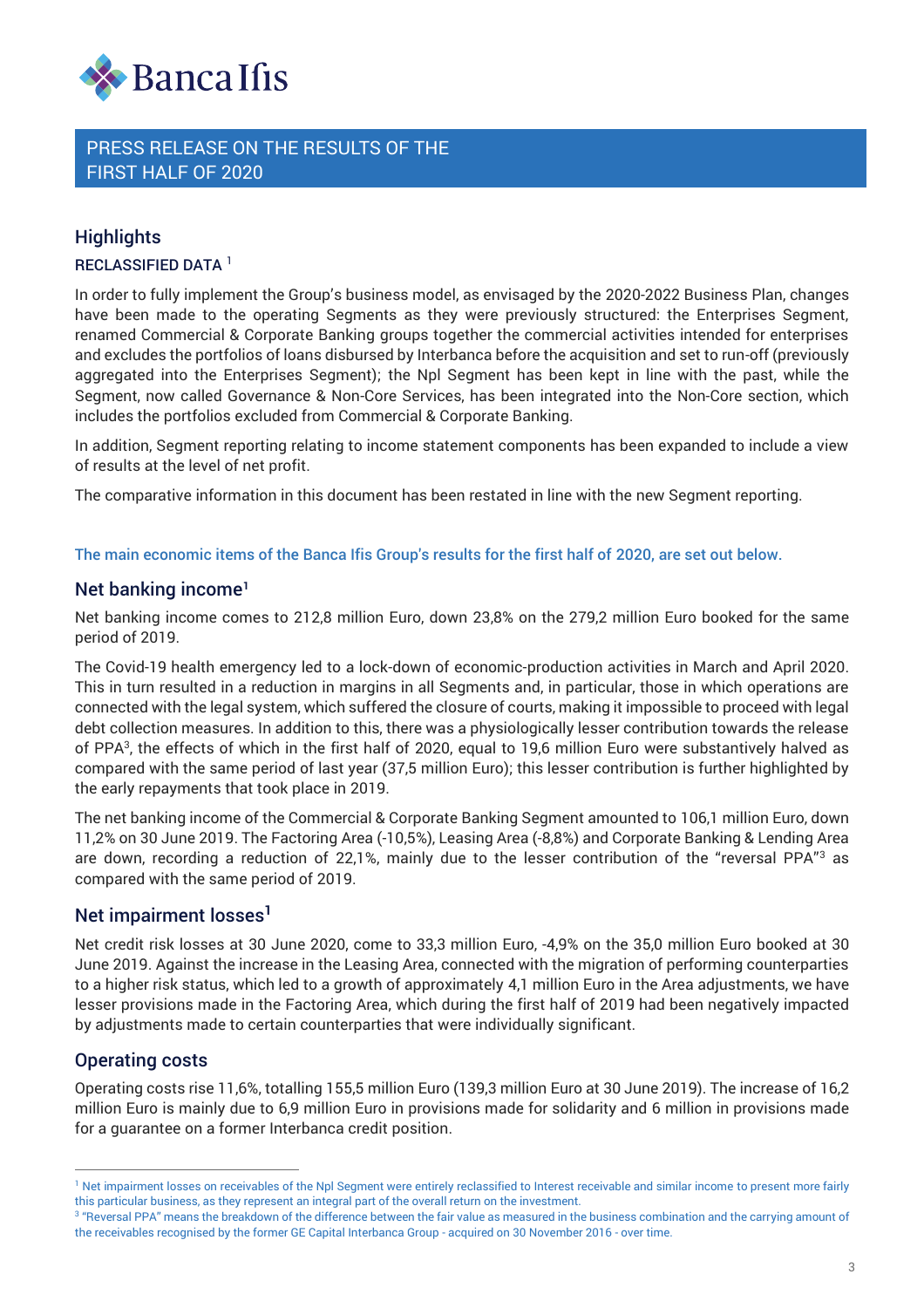Banca Ifis

# PRESS RELEASE ON THE RESULTS OF THE FIRST HALF OF 2020

## Highlights

### RECLASSIFIED DATA [1]

In order to fully implement the Group's business model, as envisaged by the 2020-2022 Business Plan, changes have been made to the operating Segments as they were previously structured: the Enterprises Segment, renamed Commercial & Corporate Banking groups together the commercial activities intended for enterprises and excludes the portfolios of loans disbursed by Interbanca before the acquisition and set to run-off (previously aggregated into the Enterprises Segment); the Npl Segment has been kept in line with the past, while the Segment, now called Governance & Non-Core Services, has been integrated into the Non-Core section, which includes the portfolios excluded from Commercial & Corporate Banking.

In addition, Segment reporting relating to income statement components has been expanded to include a view of results at the level of net profit.

The comparative information in this document has been restated in line with the new Segment reporting.

The main economic items of the Banca Ifis Group's results for the first half of 2020, are set out below.

## Net banking income[1]

Net banking income comes to 212,8 million Euro, down 23,8% on the 279,2 million Euro booked for the same period of 2019.

The Covid-19 health emergency led to a lock-down of economic-production activities in March and April 2020. This in turn resulted in a reduction in margins in all Segments and, in particular, those in which operations are connected with the legal system, which suffered the closure of courts, making it impossible to proceed with legal debt collection measures. In addition to this, there was a physiologically lesser contribution towards the release of PPA[3], the effects of which in the first half of 2020, equal to 19,6 million Euro were substantively halved as compared with the same period of last year (37,5 million Euro); this lesser contribution is further highlighted by the early repayments that took place in 2019.

The net banking income of the Commercial & Corporate Banking Segment amounted to 106,1 million Euro, down 11,2% on 30 June 2019. The Factoring Area (-10,5%), Leasing Area (-8,8%) and Corporate Banking & Lending Area are down, recording a reduction of 22,1%, mainly due to the lesser contribution of the "reversal PPA"[3] as compared with the same period of 2019.

## Net impairment losses[1]

Net credit risk losses at 30 June 2020, come to 33,3 million Euro, -4,9% on the 35,0 million Euro booked at 30 June 2019. Against the increase in the Leasing Area, connected with the migration of performing counterparties to a higher risk status, which led to a growth of approximately 4,1 million Euro in the Area adjustments, we have lesser provisions made in the Factoring Area, which during the first half of 2019 had been negatively impacted by adjustments made to certain counterparties that were individually significant.

## Operating costs

Operating costs rise 11,6%, totalling 155,5 million Euro (139,3 million Euro at 30 June 2019). The increase of 16,2 million Euro is mainly due to 6,9 million Euro in provisions made for solidarity and 6 million in provisions made for a guarantee on a former Interbanca credit position.

---

[1] Net impairment losses on receivables of the Npl Segment were entirely reclassified to Interest receivable and similar income to present more fairly this particular business, as they represent an integral part of the overall return on the investment.

[3] "Reversal PPA" means the breakdown of the difference between the fair value as measured in the business combination and the carrying amount of the receivables recognised by the former GE Capital Interbanca Group - acquired on 30 November 2016 - over time.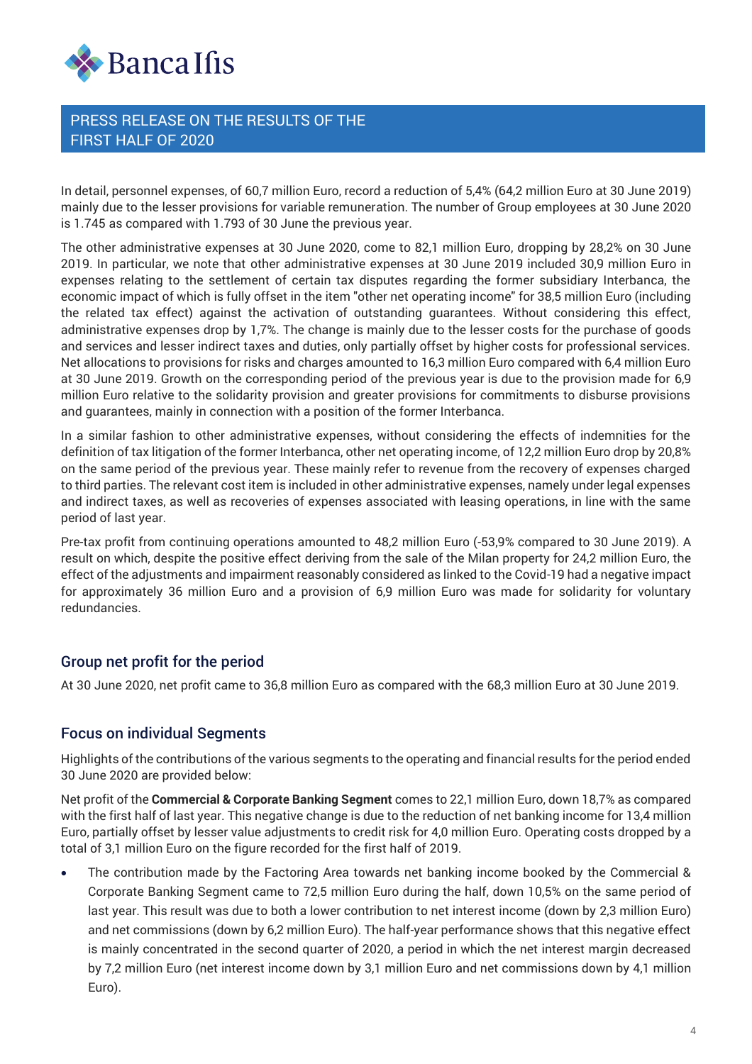In detail, personnel expenses, of 60,7 million Euro, record a reduction of 5,4% (64,2 million Euro at 30 June 2019) mainly due to the lesser provisions for variable remuneration. The number of Group employees at 30 June 2020 is 1.745 as compared with 1.793 of 30 June the previous year.

The other administrative expenses at 30 June 2020, come to 82,1 million Euro, dropping by 28,2% on 30 June 2019. In particular, we note that other administrative expenses at 30 June 2019 included 30,9 million Euro in expenses relating to the settlement of certain tax disputes regarding the former subsidiary Interbanca, the economic impact of which is fully offset in the item "other net operating income" for 38,5 million Euro (including the related tax effect) against the activation of outstanding guarantees. Without considering this effect, administrative expenses drop by 1,7%. The change is mainly due to the lesser costs for the purchase of goods and services and lesser indirect taxes and duties, only partially offset by higher costs for professional services. Net allocations to provisions for risks and charges amounted to 16,3 million Euro compared with 6,4 million Euro at 30 June 2019. Growth on the corresponding period of the previous year is due to the provision made for 6,9 million Euro relative to the solidarity provision and greater provisions for commitments to disburse provisions and guarantees, mainly in connection with a position of the former Interbanca.

In a similar fashion to other administrative expenses, without considering the effects of indemnities for the definition of tax litigation of the former Interbanca, other net operating income, of 12,2 million Euro drop by 20,8% on the same period of the previous year. These mainly refer to revenue from the recovery of expenses charged to third parties. The relevant cost item is included in other administrative expenses, namely under legal expenses and indirect taxes, as well as recoveries of expenses associated with leasing operations, in line with the same period of last year.

Pre-tax profit from continuing operations amounted to 48,2 million Euro (-53,9% compared to 30 June 2019). A result on which, despite the positive effect deriving from the sale of the Milan property for 24,2 million Euro, the effect of the adjustments and impairment reasonably considered as linked to the Covid-19 had a negative impact for approximately 36 million Euro and a provision of 6,9 million Euro was made for solidarity for voluntary redundancies.

## Group net profit for the period

At 30 June 2020, net profit came to 36,8 million Euro as compared with the 68,3 million Euro at 30 June 2019.

## Focus on individual Segments

Highlights of the contributions of the various segments to the operating and financial results for the period ended 30 June 2020 are provided below:

Net profit of the **Commercial & Corporate Banking Segment** comes to 22,1 million Euro, down 18,7% as compared with the first half of last year. This negative change is due to the reduction of net banking income for 13,4 million Euro, partially offset by lesser value adjustments to credit risk for 4,0 million Euro. Operating costs dropped by a total of 3,1 million Euro on the figure recorded for the first half of 2019.

- The contribution made by the Factoring Area towards net banking income booked by the Commercial & Corporate Banking Segment came to 72,5 million Euro during the half, down 10,5% on the same period of last year. This result was due to both a lower contribution to net interest income (down by 2,3 million Euro) and net commissions (down by 6,2 million Euro). The half-year performance shows that this negative effect is mainly concentrated in the second quarter of 2020, a period in which the net interest margin decreased by 7,2 million Euro (net interest income down by 3,1 million Euro and net commissions down by 4,1 million Euro).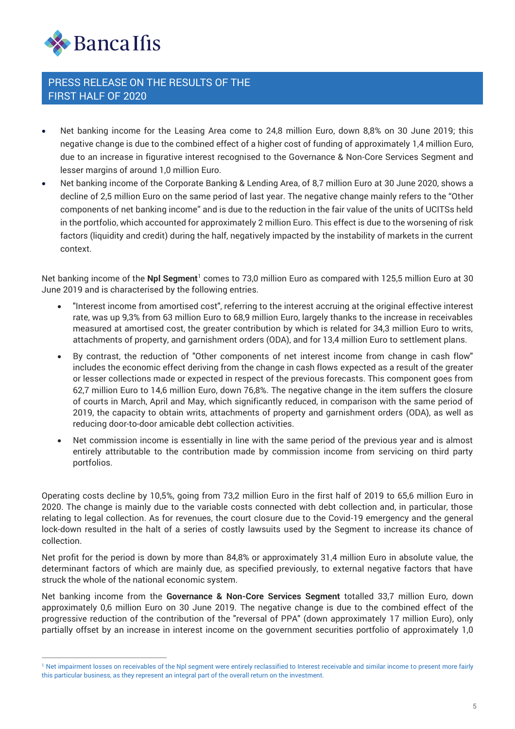- Net banking income for the Leasing Area come to 24,8 million Euro, down 8,8% on 30 June 2019; this negative change is due to the combined effect of a higher cost of funding of approximately 1,4 million Euro, due to an increase in figurative interest recognised to the Governance & Non-Core Services Segment and lesser margins of around 1,0 million Euro.
- Net banking income of the Corporate Banking & Lending Area, of 8,7 million Euro at 30 June 2020, shows a decline of 2,5 million Euro on the same period of last year. The negative change mainly refers to the "Other components of net banking income" and is due to the reduction in the fair value of the units of UCITSs held in the portfolio, which accounted for approximately 2 million Euro. This effect is due to the worsening of risk factors (liquidity and credit) during the half, negatively impacted by the instability of markets in the current context.

Net banking income of the **Npl Segment**[1] comes to 73,0 million Euro as compared with 125,5 million Euro at 30 June 2019 and is characterised by the following entries.

- "Interest income from amortised cost", referring to the interest accruing at the original effective interest rate, was up 9,3% from 63 million Euro to 68,9 million Euro, largely thanks to the increase in receivables measured at amortised cost, the greater contribution by which is related for 34,3 million Euro to writs, attachments of property, and garnishment orders (ODA), and for 13,4 million Euro to settlement plans.
- By contrast, the reduction of "Other components of net interest income from change in cash flow" includes the economic effect deriving from the change in cash flows expected as a result of the greater or lesser collections made or expected in respect of the previous forecasts. This component goes from 62,7 million Euro to 14,6 million Euro, down 76,8%. The negative change in the item suffers the closure of courts in March, April and May, which significantly reduced, in comparison with the same period of 2019, the capacity to obtain writs, attachments of property and garnishment orders (ODA), as well as reducing door-to-door amicable debt collection activities.
- Net commission income is essentially in line with the same period of the previous year and is almost entirely attributable to the contribution made by commission income from servicing on third party portfolios.

Operating costs decline by 10,5%, going from 73,2 million Euro in the first half of 2019 to 65,6 million Euro in 2020. The change is mainly due to the variable costs connected with debt collection and, in particular, those relating to legal collection. As for revenues, the court closure due to the Covid-19 emergency and the general lock-down resulted in the halt of a series of costly lawsuits used by the Segment to increase its chance of collection.

Net profit for the period is down by more than 84,8% or approximately 31,4 million Euro in absolute value, the determinant factors of which are mainly due, as specified previously, to external negative factors that have struck the whole of the national economic system.

Net banking income from the **Governance & Non-Core Services Segment** totalled 33,7 million Euro, down approximately 0,6 million Euro on 30 June 2019. The negative change is due to the combined effect of the progressive reduction of the contribution of the "reversal of PPA" (down approximately 17 million Euro), only partially offset by an increase in interest income on the government securities portfolio of approximately 1,0

[1] Net impairment losses on receivables of the Npl segment were entirely reclassified to Interest receivable and similar income to present more fairly this particular business, as they represent an integral part of the overall return on the investment.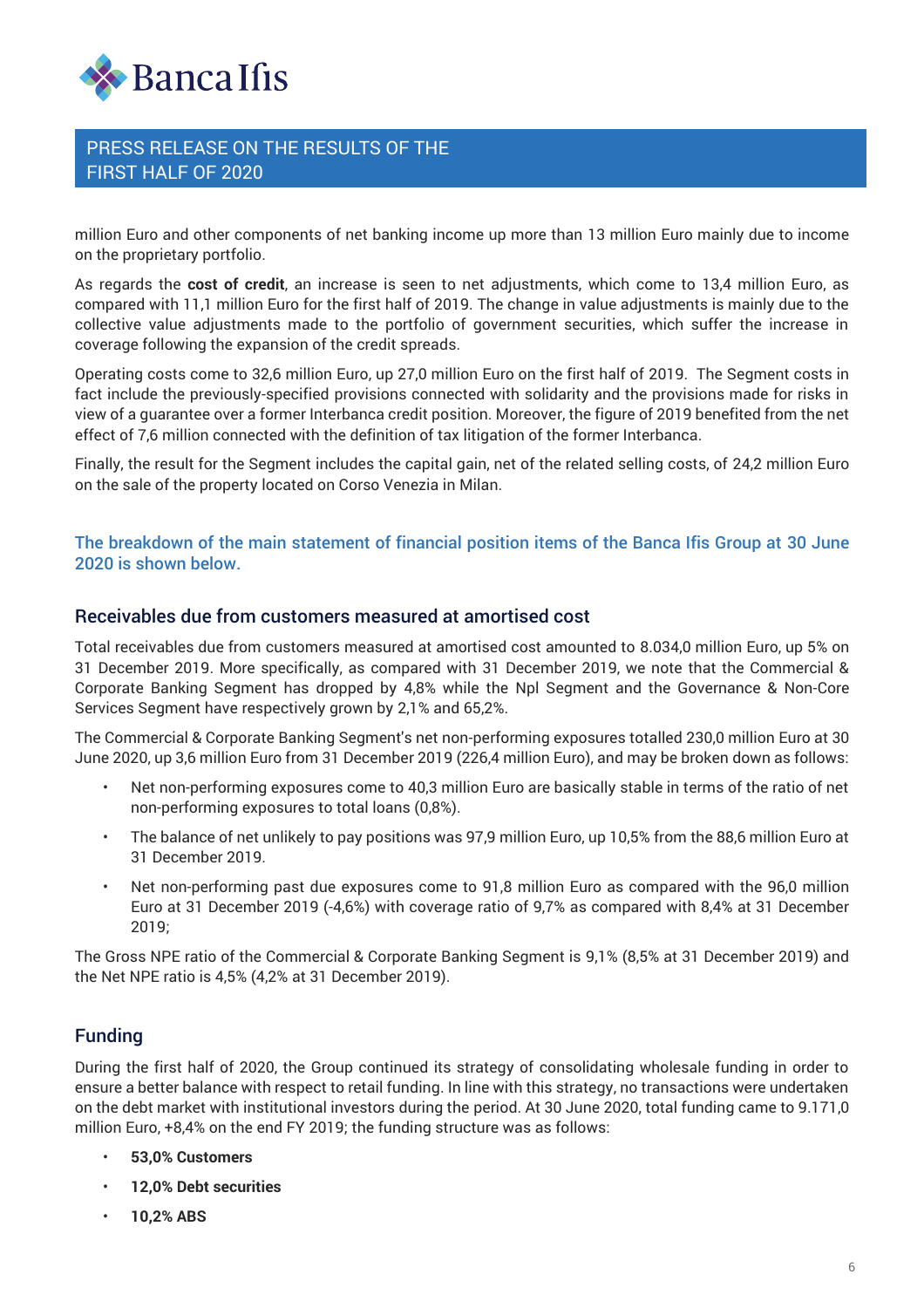million Euro and other components of net banking income up more than 13 million Euro mainly due to income on the proprietary portfolio.

As regards the **cost of credit**, an increase is seen to net adjustments, which come to 13,4 million Euro, as compared with 11,1 million Euro for the first half of 2019. The change in value adjustments is mainly due to the collective value adjustments made to the portfolio of government securities, which suffer the increase in coverage following the expansion of the credit spreads.

Operating costs come to 32,6 million Euro, up 27,0 million Euro on the first half of 2019. The Segment costs in fact include the previously-specified provisions connected with solidarity and the provisions made for risks in view of a guarantee over a former Interbanca credit position. Moreover, the figure of 2019 benefited from the net effect of 7,6 million connected with the definition of tax litigation of the former Interbanca.

Finally, the result for the Segment includes the capital gain, net of the related selling costs, of 24,2 million Euro on the sale of the property located on Corso Venezia in Milan.

### The breakdown of the main statement of financial position items of the Banca Ifis Group at 30 June 2020 is shown below.

## Receivables due from customers measured at amortised cost

Total receivables due from customers measured at amortised cost amounted to 8.034,0 million Euro, up 5% on 31 December 2019. More specifically, as compared with 31 December 2019, we note that the Commercial & Corporate Banking Segment has dropped by 4,8% while the Npl Segment and the Governance & Non-Core Services Segment have respectively grown by 2,1% and 65,2%.

The Commercial & Corporate Banking Segment's net non-performing exposures totalled 230,0 million Euro at 30 June 2020, up 3,6 million Euro from 31 December 2019 (226,4 million Euro), and may be broken down as follows:

- Net non-performing exposures come to 40,3 million Euro are basically stable in terms of the ratio of net non-performing exposures to total loans (0,8%).
- The balance of net unlikely to pay positions was 97,9 million Euro, up 10,5% from the 88,6 million Euro at 31 December 2019.
- Net non-performing past due exposures come to 91,8 million Euro as compared with the 96,0 million Euro at 31 December 2019 (-4,6%) with coverage ratio of 9,7% as compared with 8,4% at 31 December 2019;

The Gross NPE ratio of the Commercial & Corporate Banking Segment is 9,1% (8,5% at 31 December 2019) and the Net NPE ratio is 4,5% (4,2% at 31 December 2019).

## Funding

During the first half of 2020, the Group continued its strategy of consolidating wholesale funding in order to ensure a better balance with respect to retail funding. In line with this strategy, no transactions were undertaken on the debt market with institutional investors during the period. At 30 June 2020, total funding came to 9.171,0 million Euro, +8,4% on the end FY 2019; the funding structure was as follows:

- **53,0% Customers**
- **12,0% Debt securities**
- **10,2% ABS**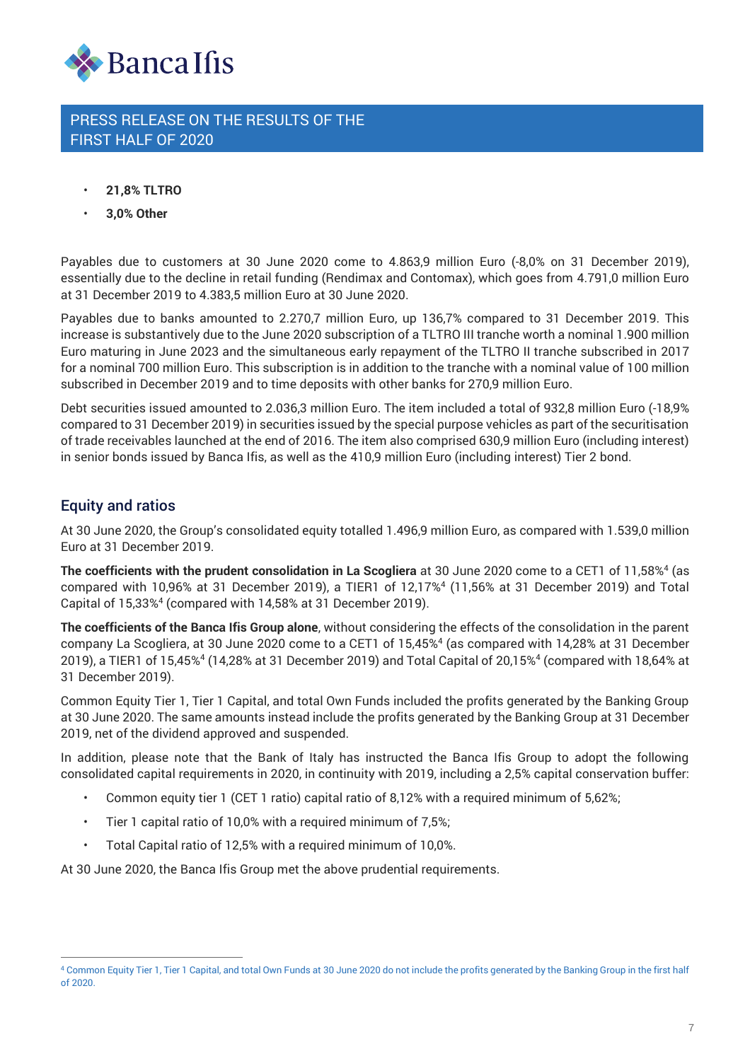- **21,8% TLTRO**
- **3,0% Other**

Payables due to customers at 30 June 2020 come to 4.863,9 million Euro (-8,0% on 31 December 2019), essentially due to the decline in retail funding (Rendimax and Contomax), which goes from 4.791,0 million Euro at 31 December 2019 to 4.383,5 million Euro at 30 June 2020.

Payables due to banks amounted to 2.270,7 million Euro, up 136,7% compared to 31 December 2019. This increase is substantively due to the June 2020 subscription of a TLTRO III tranche worth a nominal 1.900 million Euro maturing in June 2023 and the simultaneous early repayment of the TLTRO II tranche subscribed in 2017 for a nominal 700 million Euro. This subscription is in addition to the tranche with a nominal value of 100 million subscribed in December 2019 and to time deposits with other banks for 270,9 million Euro.

Debt securities issued amounted to 2.036,3 million Euro. The item included a total of 932,8 million Euro (-18,9% compared to 31 December 2019) in securities issued by the special purpose vehicles as part of the securitisation of trade receivables launched at the end of 2016. The item also comprised 630,9 million Euro (including interest) in senior bonds issued by Banca Ifis, as well as the 410,9 million Euro (including interest) Tier 2 bond.

## Equity and ratios

At 30 June 2020, the Group's consolidated equity totalled 1.496,9 million Euro, as compared with 1.539,0 million Euro at 31 December 2019.

**The coefficients with the prudent consolidation in La Scogliera** at 30 June 2020 come to a CET1 of 11,58%[4] (as compared with 10,96% at 31 December 2019), a TIER1 of 12,17%[4] (11,56% at 31 December 2019) and Total Capital of 15,33%[4] (compared with 14,58% at 31 December 2019).

**The coefficients of the Banca Ifis Group alone**, without considering the effects of the consolidation in the parent company La Scogliera, at 30 June 2020 come to a CET1 of 15,45%[4] (as compared with 14,28% at 31 December 2019), a TIER1 of 15,45%[4] (14,28% at 31 December 2019) and Total Capital of 20,15%[4] (compared with 18,64% at 31 December 2019).

Common Equity Tier 1, Tier 1 Capital, and total Own Funds included the profits generated by the Banking Group at 30 June 2020. The same amounts instead include the profits generated by the Banking Group at 31 December 2019, net of the dividend approved and suspended.

In addition, please note that the Bank of Italy has instructed the Banca Ifis Group to adopt the following consolidated capital requirements in 2020, in continuity with 2019, including a 2,5% capital conservation buffer:

- Common equity tier 1 (CET 1 ratio) capital ratio of 8,12% with a required minimum of 5,62%;
- Tier 1 capital ratio of 10,0% with a required minimum of 7,5%;
- Total Capital ratio of 12,5% with a required minimum of 10,0%.

At 30 June 2020, the Banca Ifis Group met the above prudential requirements.

[4] Common Equity Tier 1, Tier 1 Capital, and total Own Funds at 30 June 2020 do not include the profits generated by the Banking Group in the first half of 2020.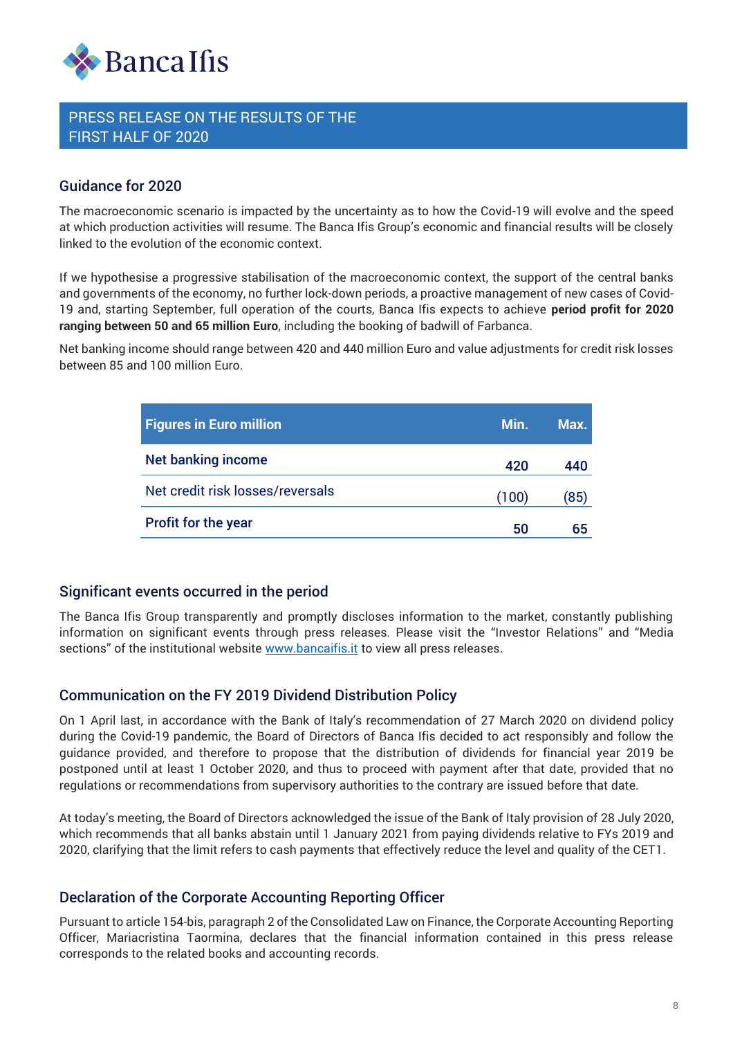## PRESS RELEASE ON THE RESULTS OF THE FIRST HALF OF 2020

### Guidance for 2020

The macroeconomic scenario is impacted by the uncertainty as to how the Covid-19 will evolve and the speed at which production activities will resume. The Banca Ifis Group's economic and financial results will be closely linked to the evolution of the economic context.

If we hypothesise a progressive stabilisation of the macroeconomic context, the support of the central banks and governments of the economy, no further lock-down periods, a proactive management of new cases of Covid-19 and, starting September, full operation of the courts, Banca Ifis expects to achieve **period profit for 2020 ranging between 50 and 65 million Euro**, including the booking of badwill of Farbanca.

Net banking income should range between 420 and 440 million Euro and value adjustments for credit risk losses between 85 and 100 million Euro.

| Figures in Euro million | Min. | Max. |
|---|---|---|
| **Net banking income** | **420** | **440** |
| Net credit risk losses/reversals | (100) | (85) |
| **Profit for the year** | **50** | **65** |

### Significant events occurred in the period

The Banca Ifis Group transparently and promptly discloses information to the market, constantly publishing information on significant events through press releases. Please visit the "Investor Relations" and "Media sections" of the institutional website www.bancaifis.it to view all press releases.

### Communication on the FY 2019 Dividend Distribution Policy

On 1 April last, in accordance with the Bank of Italy's recommendation of 27 March 2020 on dividend policy during the Covid-19 pandemic, the Board of Directors of Banca Ifis decided to act responsibly and follow the guidance provided, and therefore to propose that the distribution of dividends for financial year 2019 be postponed until at least 1 October 2020, and thus to proceed with payment after that date, provided that no regulations or recommendations from supervisory authorities to the contrary are issued before that date.

At today's meeting, the Board of Directors acknowledged the issue of the Bank of Italy provision of 28 July 2020, which recommends that all banks abstain until 1 January 2021 from paying dividends relative to FYs 2019 and 2020, clarifying that the limit refers to cash payments that effectively reduce the level and quality of the CET1.

### Declaration of the Corporate Accounting Reporting Officer

Pursuant to article 154-bis, paragraph 2 of the Consolidated Law on Finance, the Corporate Accounting Reporting Officer, Mariacristina Taormina, declares that the financial information contained in this press release corresponds to the related books and accounting records.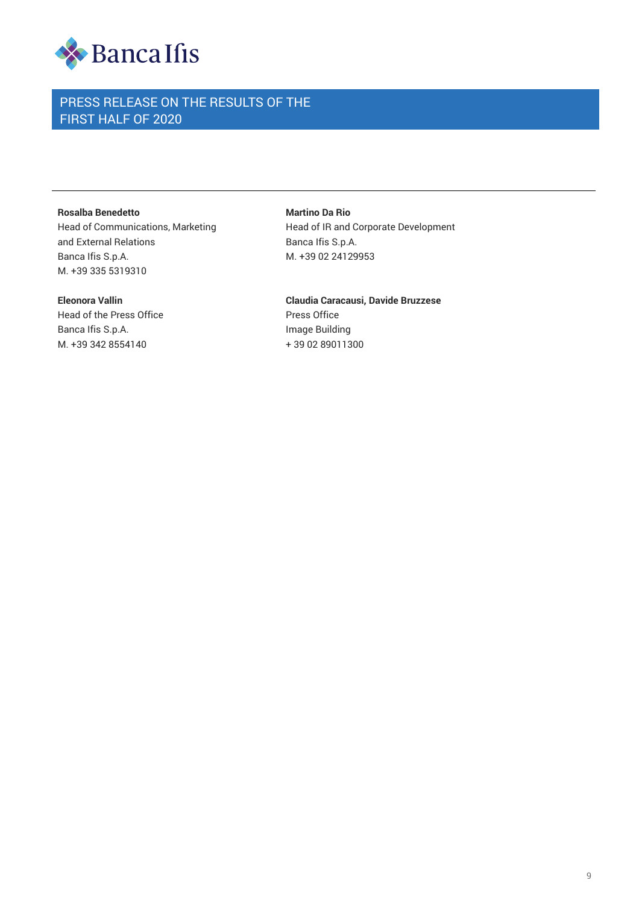**Rosalba Benedetto**
Head of Communications, Marketing and External Relations
Banca Ifis S.p.A.
M. +39 335 5319310

**Martino Da Rio**
Head of IR and Corporate Development
Banca Ifis S.p.A.
M. +39 02 24129953

**Eleonora Vallin**
Head of the Press Office
Banca Ifis S.p.A.
M. +39 342 8554140

**Claudia Caracausi, Davide Bruzzese**
Press Office
Image Building
+ 39 02 89011300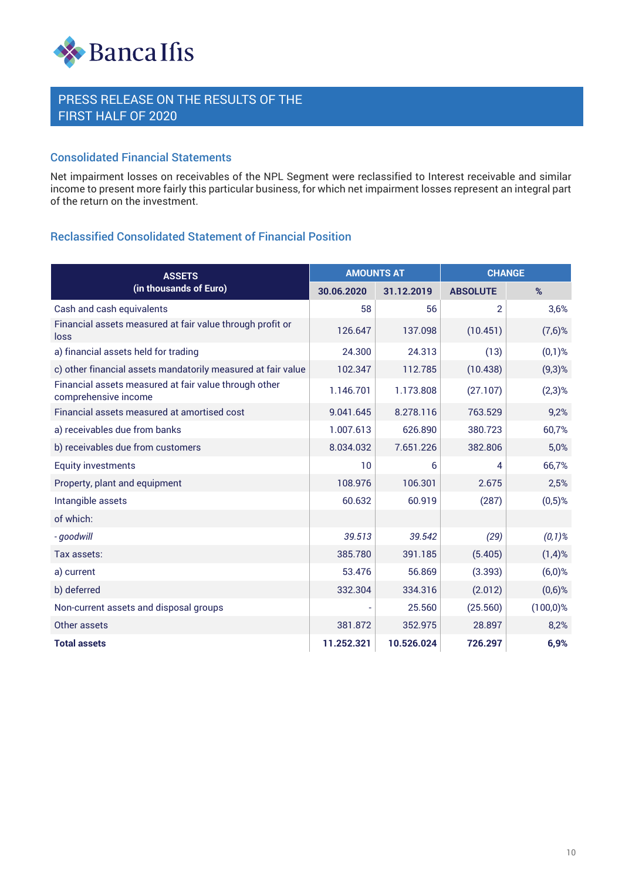# PRESS RELEASE ON THE RESULTS OF THE FIRST HALF OF 2020

## Consolidated Financial Statements

Net impairment losses on receivables of the NPL Segment were reclassified to Interest receivable and similar income to present more fairly this particular business, for which net impairment losses represent an integral part of the return on the investment.

## Reclassified Consolidated Statement of Financial Position

| ASSETS (in thousands of Euro) | AMOUNTS AT | | CHANGE | |
|---|---|---|---|---|
| | 30.06.2020 | 31.12.2019 | ABSOLUTE | % |
| Cash and cash equivalents | 58 | 56 | 2 | 3,6% |
| Financial assets measured at fair value through profit or loss | 126.647 | 137.098 | (10.451) | (7,6)% |
| a) financial assets held for trading | 24.300 | 24.313 | (13) | (0,1)% |
| c) other financial assets mandatorily measured at fair value | 102.347 | 112.785 | (10.438) | (9,3)% |
| Financial assets measured at fair value through other comprehensive income | 1.146.701 | 1.173.808 | (27.107) | (2,3)% |
| Financial assets measured at amortised cost | 9.041.645 | 8.278.116 | 763.529 | 9,2% |
| a) receivables due from banks | 1.007.613 | 626.890 | 380.723 | 60,7% |
| b) receivables due from customers | 8.034.032 | 7.651.226 | 382.806 | 5,0% |
| Equity investments | 10 | 6 | 4 | 66,7% |
| Property, plant and equipment | 108.976 | 106.301 | 2.675 | 2,5% |
| Intangible assets | 60.632 | 60.919 | (287) | (0,5)% |
| of which: | | | | |
| *- goodwill* | *39.513* | *39.542* | *(29)* | *(0,1)%* |
| Tax assets: | 385.780 | 391.185 | (5.405) | (1,4)% |
| a) current | 53.476 | 56.869 | (3.393) | (6,0)% |
| b) deferred | 332.304 | 334.316 | (2.012) | (0,6)% |
| Non-current assets and disposal groups | - | 25.560 | (25.560) | (100,0)% |
| Other assets | 381.872 | 352.975 | 28.897 | 8,2% |
| **Total assets** | **11.252.321** | **10.526.024** | **726.297** | **6,9%** |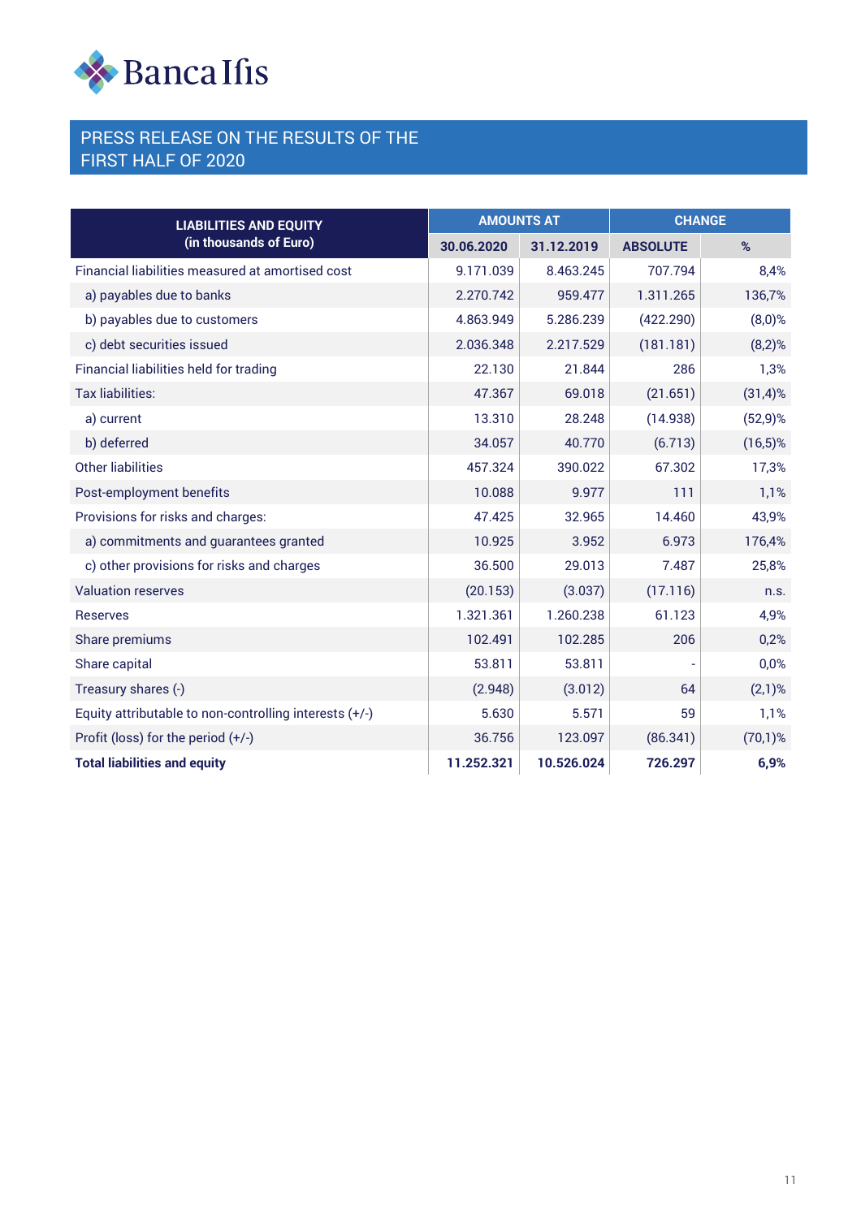# PRESS RELEASE ON THE RESULTS OF THE FIRST HALF OF 2020

| LIABILITIES AND EQUITY (in thousands of Euro) | AMOUNTS AT | | CHANGE | |
|---|---|---|---|---|
| | 30.06.2020 | 31.12.2019 | ABSOLUTE | % |
| Financial liabilities measured at amortised cost | 9.171.039 | 8.463.245 | 707.794 | 8,4% |
| a) payables due to banks | 2.270.742 | 959.477 | 1.311.265 | 136,7% |
| b) payables due to customers | 4.863.949 | 5.286.239 | (422.290) | (8,0)% |
| c) debt securities issued | 2.036.348 | 2.217.529 | (181.181) | (8,2)% |
| Financial liabilities held for trading | 22.130 | 21.844 | 286 | 1,3% |
| Tax liabilities: | 47.367 | 69.018 | (21.651) | (31,4)% |
| a) current | 13.310 | 28.248 | (14.938) | (52,9)% |
| b) deferred | 34.057 | 40.770 | (6.713) | (16,5)% |
| Other liabilities | 457.324 | 390.022 | 67.302 | 17,3% |
| Post-employment benefits | 10.088 | 9.977 | 111 | 1,1% |
| Provisions for risks and charges: | 47.425 | 32.965 | 14.460 | 43,9% |
| a) commitments and guarantees granted | 10.925 | 3.952 | 6.973 | 176,4% |
| c) other provisions for risks and charges | 36.500 | 29.013 | 7.487 | 25,8% |
| Valuation reserves | (20.153) | (3.037) | (17.116) | n.s. |
| Reserves | 1.321.361 | 1.260.238 | 61.123 | 4,9% |
| Share premiums | 102.491 | 102.285 | 206 | 0,2% |
| Share capital | 53.811 | 53.811 | - | 0,0% |
| Treasury shares (-) | (2.948) | (3.012) | 64 | (2,1)% |
| Equity attributable to non-controlling interests (+/-) | 5.630 | 5.571 | 59 | 1,1% |
| Profit (loss) for the period (+/-) | 36.756 | 123.097 | (86.341) | (70,1)% |
| **Total liabilities and equity** | **11.252.321** | **10.526.024** | **726.297** | **6,9%** |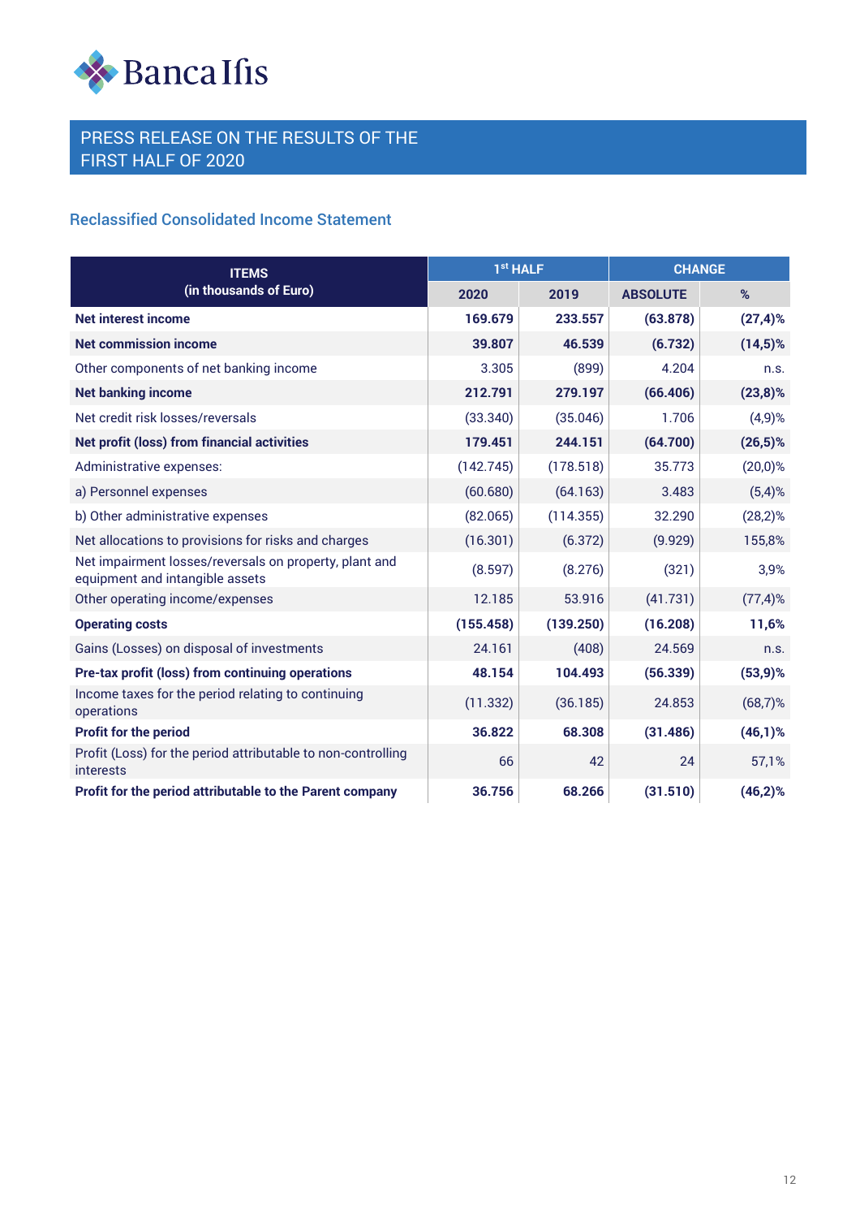# PRESS RELEASE ON THE RESULTS OF THE FIRST HALF OF 2020

## Reclassified Consolidated Income Statement

| ITEMS (in thousands of Euro) | 1st HALF | | CHANGE | |
|---|---|---|---|---|
| | 2020 | 2019 | ABSOLUTE | % |
| **Net interest income** | **169.679** | **233.557** | **(63.878)** | **(27,4)%** |
| **Net commission income** | **39.807** | **46.539** | **(6.732)** | **(14,5)%** |
| Other components of net banking income | 3.305 | (899) | 4.204 | n.s. |
| **Net banking income** | **212.791** | **279.197** | **(66.406)** | **(23,8)%** |
| Net credit risk losses/reversals | (33.340) | (35.046) | 1.706 | (4,9)% |
| **Net profit (loss) from financial activities** | **179.451** | **244.151** | **(64.700)** | **(26,5)%** |
| Administrative expenses: | (142.745) | (178.518) | 35.773 | (20,0)% |
| a) Personnel expenses | (60.680) | (64.163) | 3.483 | (5,4)% |
| b) Other administrative expenses | (82.065) | (114.355) | 32.290 | (28,2)% |
| Net allocations to provisions for risks and charges | (16.301) | (6.372) | (9.929) | 155,8% |
| Net impairment losses/reversals on property, plant and equipment and intangible assets | (8.597) | (8.276) | (321) | 3,9% |
| Other operating income/expenses | 12.185 | 53.916 | (41.731) | (77,4)% |
| **Operating costs** | **(155.458)** | **(139.250)** | **(16.208)** | **11,6%** |
| Gains (Losses) on disposal of investments | 24.161 | (408) | 24.569 | n.s. |
| **Pre-tax profit (loss) from continuing operations** | **48.154** | **104.493** | **(56.339)** | **(53,9)%** |
| Income taxes for the period relating to continuing operations | (11.332) | (36.185) | 24.853 | (68,7)% |
| **Profit for the period** | **36.822** | **68.308** | **(31.486)** | **(46,1)%** |
| Profit (Loss) for the period attributable to non-controlling interests | 66 | 42 | 24 | 57,1% |
| **Profit for the period attributable to the Parent company** | **36.756** | **68.266** | **(31.510)** | **(46,2)%** |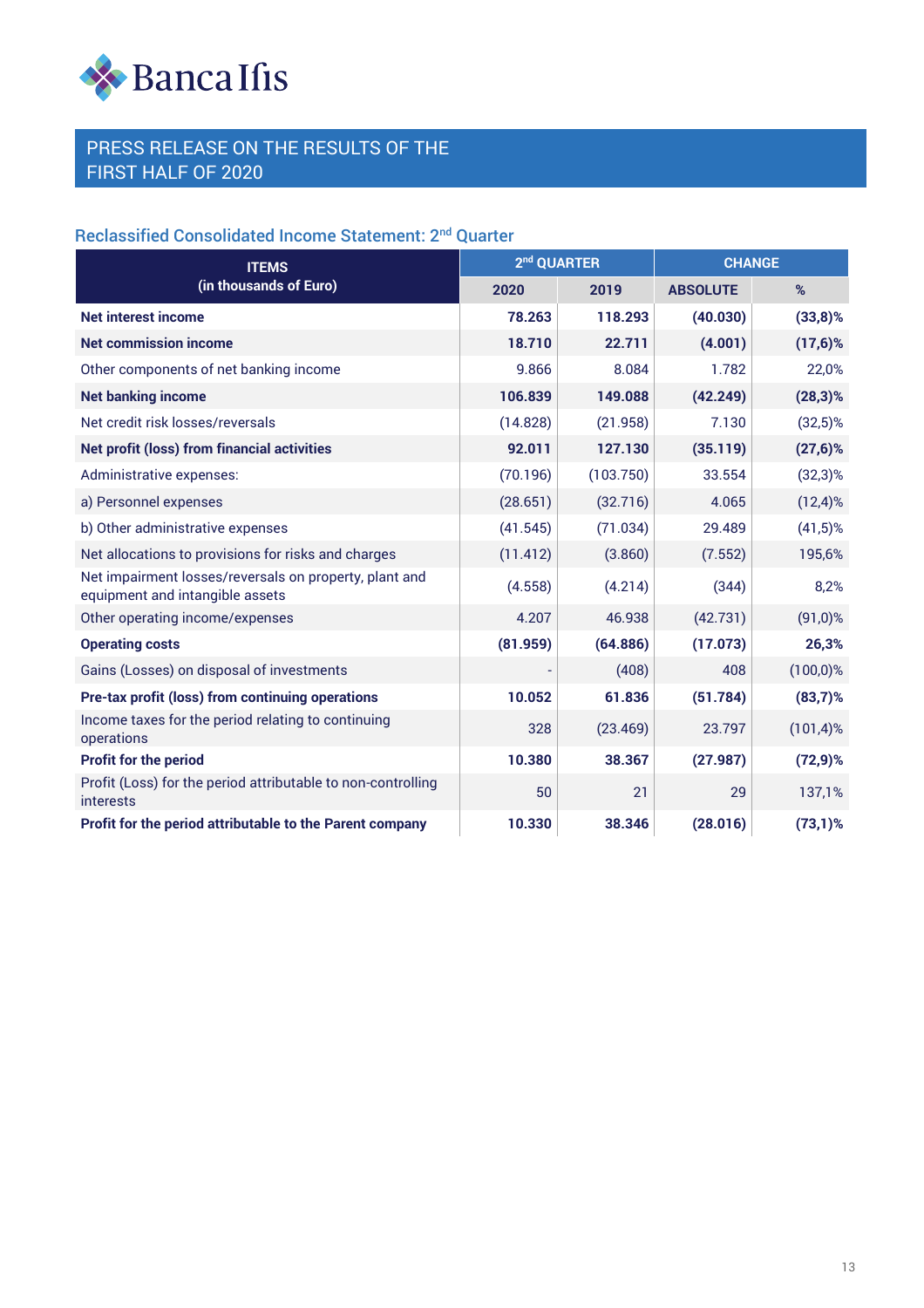## PRESS RELEASE ON THE RESULTS OF THE FIRST HALF OF 2020

### Reclassified Consolidated Income Statement: 2nd Quarter

| ITEMS (in thousands of Euro) | 2nd QUARTER | | CHANGE | |
|---|---|---|---|---|
| | 2020 | 2019 | ABSOLUTE | % |
| **Net interest income** | **78.263** | **118.293** | **(40.030)** | **(33,8)%** |
| **Net commission income** | **18.710** | **22.711** | **(4.001)** | **(17,6)%** |
| Other components of net banking income | 9.866 | 8.084 | 1.782 | 22,0% |
| **Net banking income** | **106.839** | **149.088** | **(42.249)** | **(28,3)%** |
| Net credit risk losses/reversals | (14.828) | (21.958) | 7.130 | (32,5)% |
| **Net profit (loss) from financial activities** | **92.011** | **127.130** | **(35.119)** | **(27,6)%** |
| Administrative expenses: | (70.196) | (103.750) | 33.554 | (32,3)% |
| a) Personnel expenses | (28.651) | (32.716) | 4.065 | (12,4)% |
| b) Other administrative expenses | (41.545) | (71.034) | 29.489 | (41,5)% |
| Net allocations to provisions for risks and charges | (11.412) | (3.860) | (7.552) | 195,6% |
| Net impairment losses/reversals on property, plant and equipment and intangible assets | (4.558) | (4.214) | (344) | 8,2% |
| Other operating income/expenses | 4.207 | 46.938 | (42.731) | (91,0)% |
| **Operating costs** | **(81.959)** | **(64.886)** | **(17.073)** | **26,3%** |
| Gains (Losses) on disposal of investments | - | (408) | 408 | (100,0)% |
| **Pre-tax profit (loss) from continuing operations** | **10.052** | **61.836** | **(51.784)** | **(83,7)%** |
| Income taxes for the period relating to continuing operations | 328 | (23.469) | 23.797 | (101,4)% |
| **Profit for the period** | **10.380** | **38.367** | **(27.987)** | **(72,9)%** |
| Profit (Loss) for the period attributable to non-controlling interests | 50 | 21 | 29 | 137,1% |
| **Profit for the period attributable to the Parent company** | **10.330** | **38.346** | **(28.016)** | **(73,1)%** |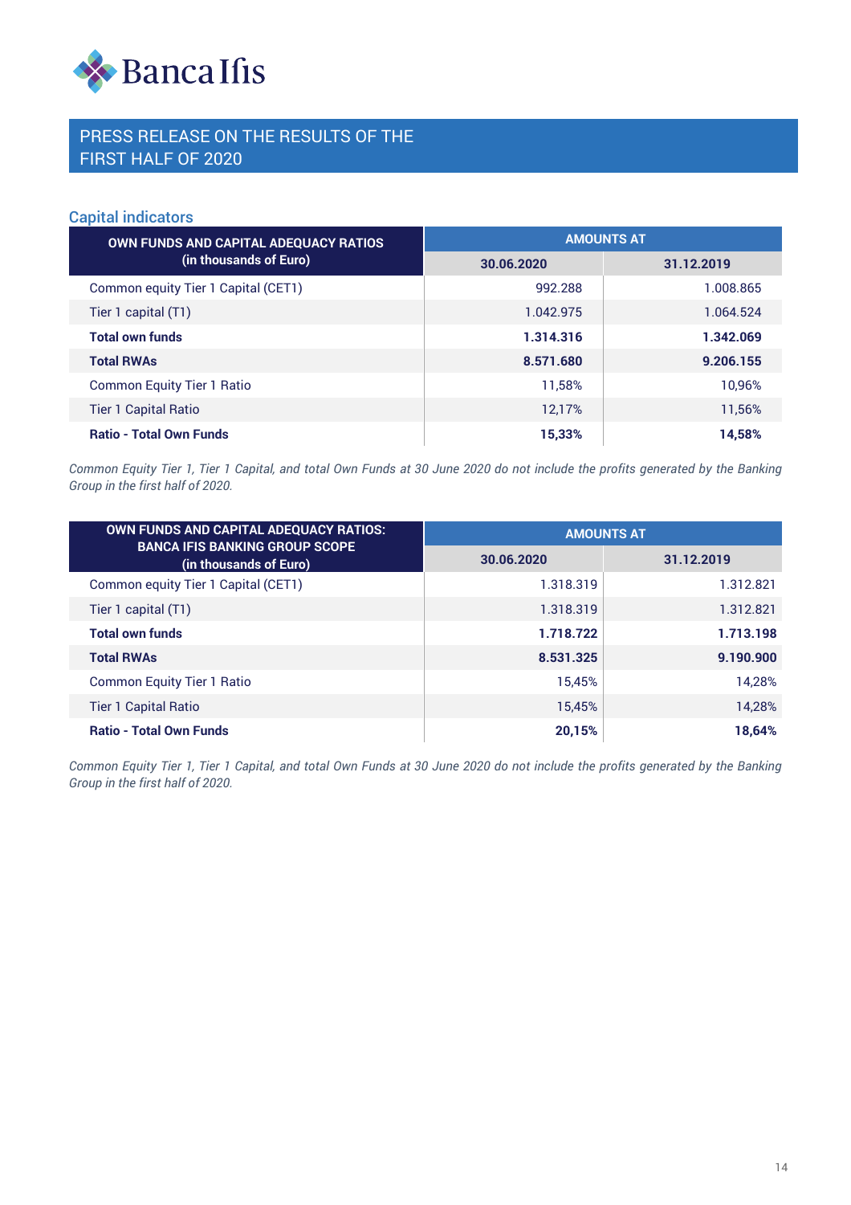## Capital indicators

| OWN FUNDS AND CAPITAL ADEQUACY RATIOS (in thousands of Euro) | AMOUNTS AT | |
|---|---|---|
| | 30.06.2020 | 31.12.2019 |
| Common equity Tier 1 Capital (CET1) | 992.288 | 1.008.865 |
| Tier 1 capital (T1) | 1.042.975 | 1.064.524 |
| **Total own funds** | **1.314.316** | **1.342.069** |
| **Total RWAs** | **8.571.680** | **9.206.155** |
| Common Equity Tier 1 Ratio | 11,58% | 10,96% |
| Tier 1 Capital Ratio | 12,17% | 11,56% |
| **Ratio - Total Own Funds** | **15,33%** | **14,58%** |

*Common Equity Tier 1, Tier 1 Capital, and total Own Funds at 30 June 2020 do not include the profits generated by the Banking Group in the first half of 2020.*

| OWN FUNDS AND CAPITAL ADEQUACY RATIOS: BANCA IFIS BANKING GROUP SCOPE (in thousands of Euro) | AMOUNTS AT | |
|---|---|---|
| | 30.06.2020 | 31.12.2019 |
| Common equity Tier 1 Capital (CET1) | 1.318.319 | 1.312.821 |
| Tier 1 capital (T1) | 1.318.319 | 1.312.821 |
| **Total own funds** | **1.718.722** | **1.713.198** |
| **Total RWAs** | **8.531.325** | **9.190.900** |
| Common Equity Tier 1 Ratio | 15,45% | 14,28% |
| Tier 1 Capital Ratio | 15,45% | 14,28% |
| **Ratio - Total Own Funds** | **20,15%** | **18,64%** |

*Common Equity Tier 1, Tier 1 Capital, and total Own Funds at 30 June 2020 do not include the profits generated by the Banking Group in the first half of 2020.*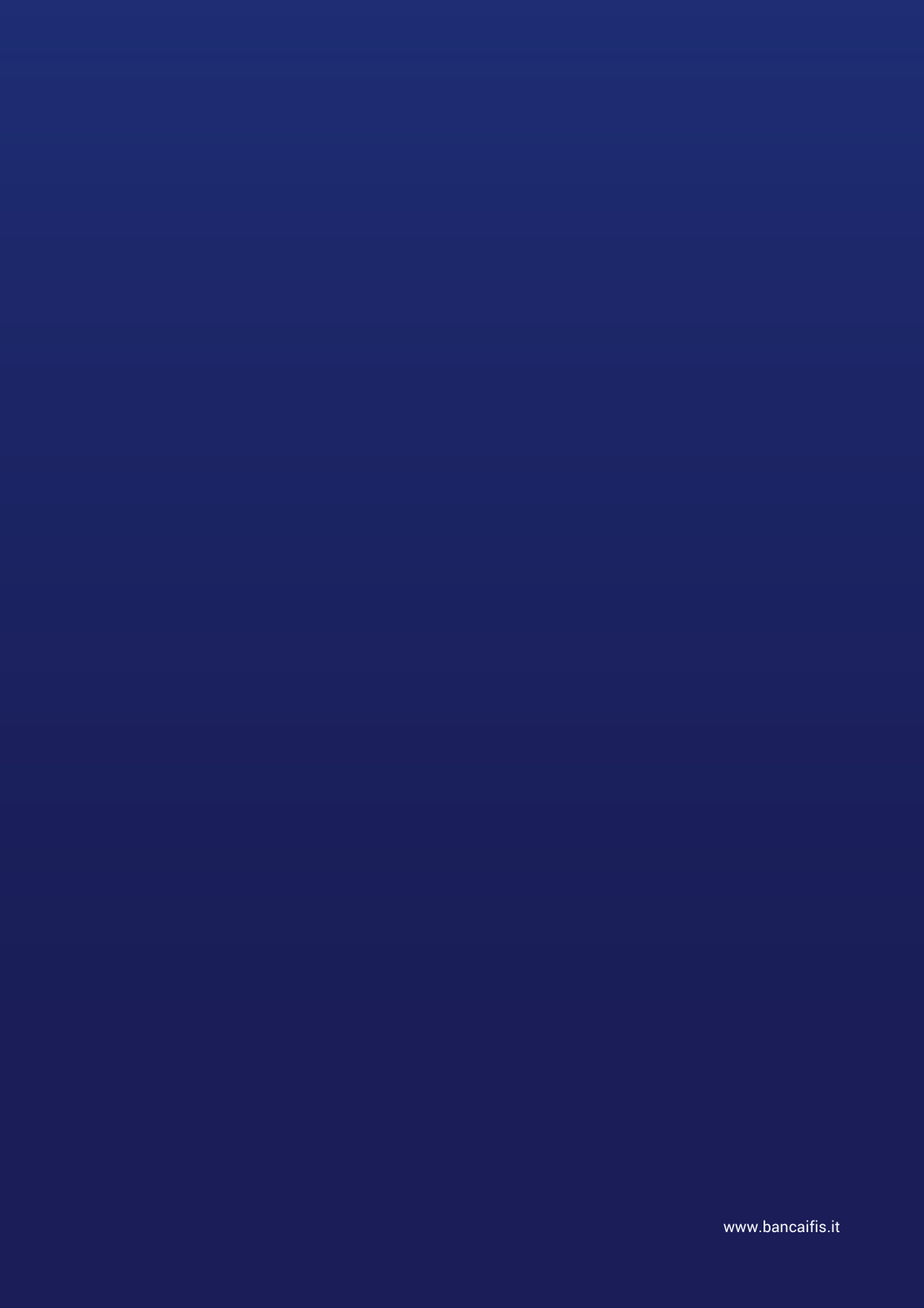www.bancaifis.it